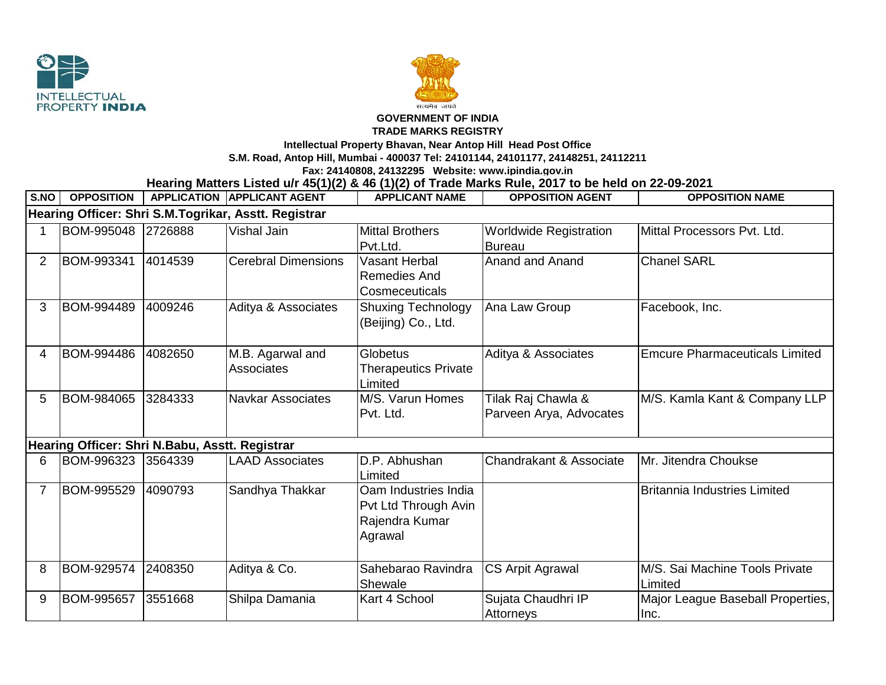INTELLECTUAL PROPERTY INDIA

सत्यमेव जयते

**GOVERNMENT OF INDIA**

**TRADE MARKS REGISTRY**

**Intellectual Property Bhavan, Near Antop Hill Head Post Office**

**S.M. Road, Antop Hill, Mumbai - 400037 Tel: 24101144, 24101177, 24148251, 24112211**

**Fax: 24140808, 24132295 Website: www.ipindia.gov.in**

**Hearing Matters Listed u/r 45(1)(2) & 46 (1)(2) of Trade Marks Rule, 2017 to be held on 22-09-2021**

| S.NO | OPPOSITION | APPLICATION | APPLICANT AGENT | APPLICANT NAME | OPPOSITION AGENT | OPPOSITION NAME |
|---|---|---|---|---|---|---|
| **Hearing Officer: Shri S.M.Togrikar, Asstt. Registrar** | | | | | | |
| 1 | BOM-995048 | 2726888 | Vishal Jain | Mittal Brothers Pvt.Ltd. | Worldwide Registration Bureau | Mittal Processors Pvt. Ltd. |
| 2 | BOM-993341 | 4014539 | Cerebral Dimensions | Vasant Herbal Remedies And Cosmeceuticals | Anand and Anand | Chanel SARL |
| 3 | BOM-994489 | 4009246 | Aditya & Associates | Shuxing Technology (Beijing) Co., Ltd. | Ana Law Group | Facebook, Inc. |
| 4 | BOM-994486 | 4082650 | M.B. Agarwal and Associates | Globetus Therapeutics Private Limited | Aditya & Associates | Emcure Pharmaceuticals Limited |
| 5 | BOM-984065 | 3284333 | Navkar Associates | M/S. Varun Homes Pvt. Ltd. | Tilak Raj Chawla & Parveen Arya, Advocates | M/S. Kamla Kant & Company LLP |
| **Hearing Officer: Shri N.Babu, Asstt. Registrar** | | | | | | |
| 6 | BOM-996323 | 3564339 | LAAD Associates | D.P. Abhushan Limited | Chandrakant & Associate | Mr. Jitendra Choukse |
| 7 | BOM-995529 | 4090793 | Sandhya Thakkar | Oam Industries India Pvt Ltd Through Avin Rajendra Kumar Agrawal | | Britannia Industries Limited |
| 8 | BOM-929574 | 2408350 | Aditya & Co. | Sahebarao Ravindra Shewale | CS Arpit Agrawal | M/S. Sai Machine Tools Private Limited |
| 9 | BOM-995657 | 3551668 | Shilpa Damania | Kart 4 School | Sujata Chaudhri IP Attorneys | Major League Baseball Properties, Inc. |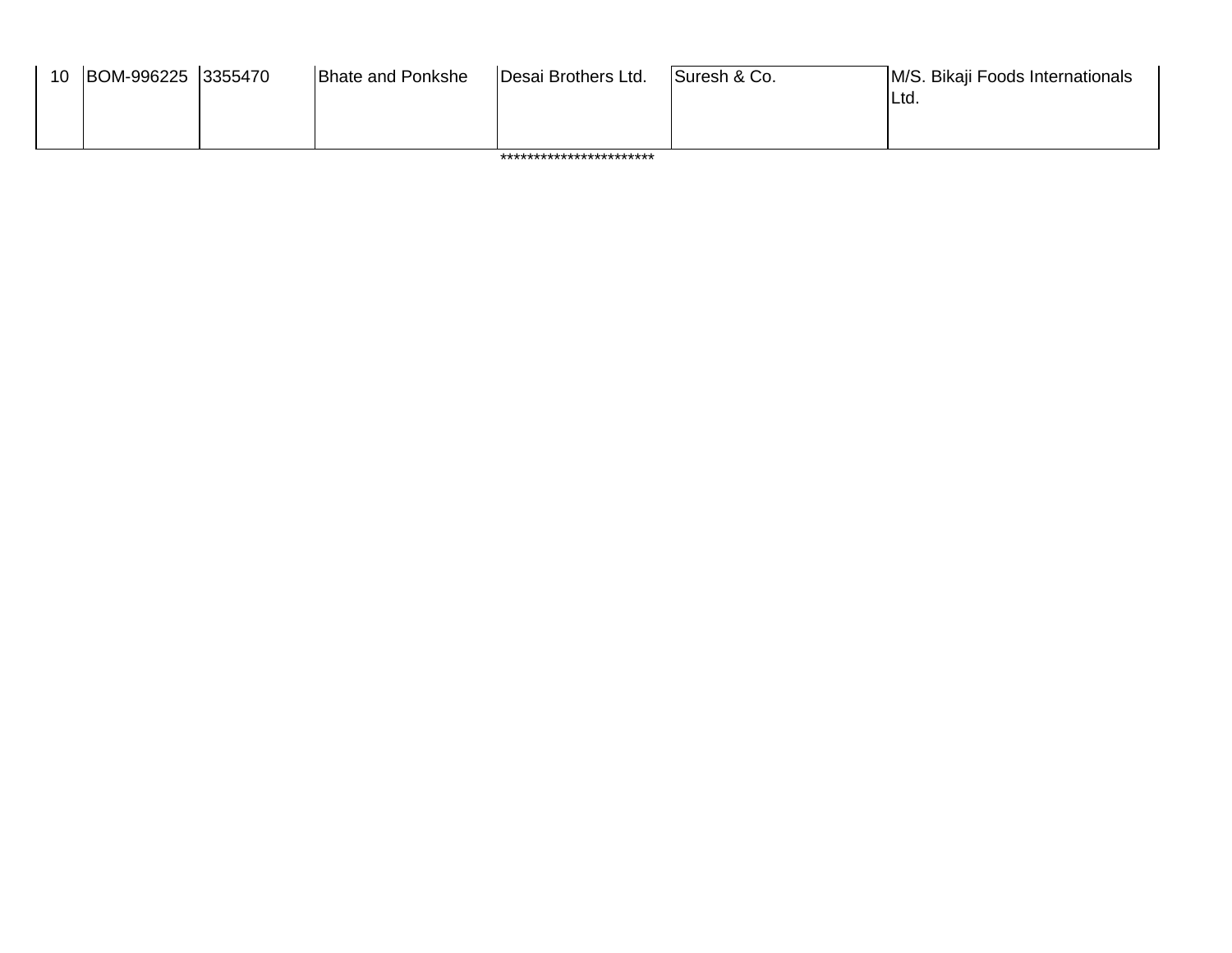| | | | | | | |
|---|---|---|---|---|---|---|
| 10 | BOM-996225 | 3355470 | Bhate and Ponkshe | Desai Brothers Ltd. | Suresh & Co. | M/S. Bikaji Foods Internationals Ltd. |

***********************